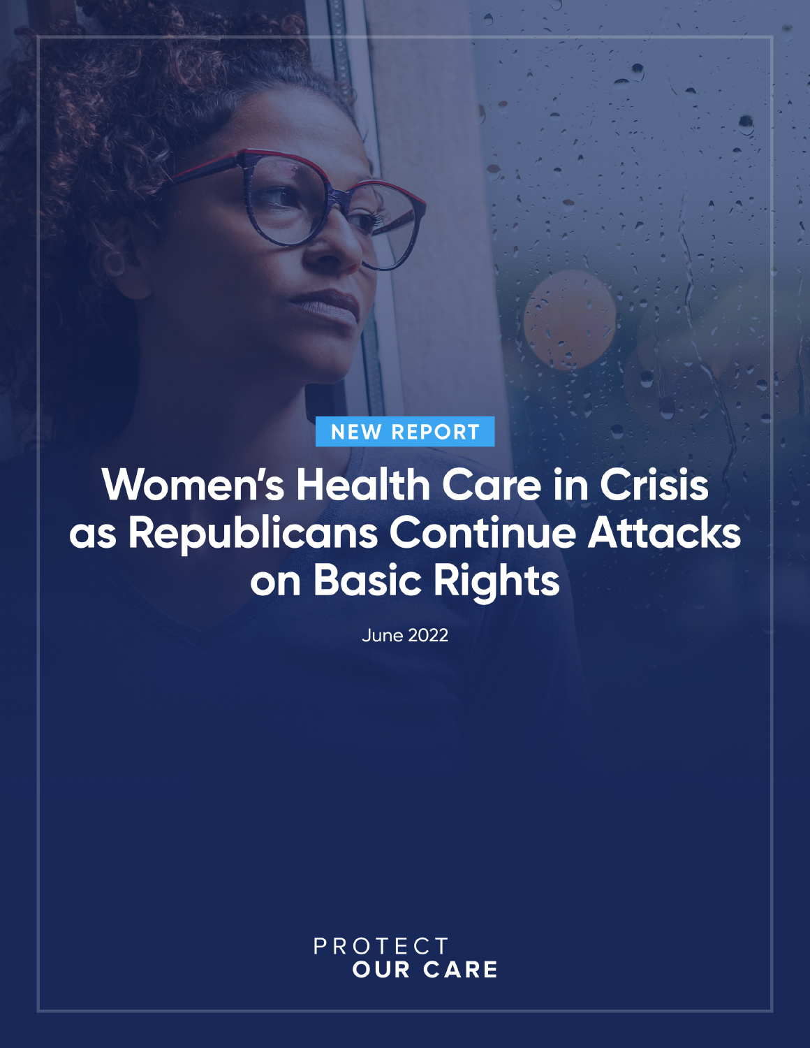NEW REPORT

# Women's Health Care in Crisis as Republicans Continue Attacks on Basic Rights

June 2022

PROTECT OUR CARE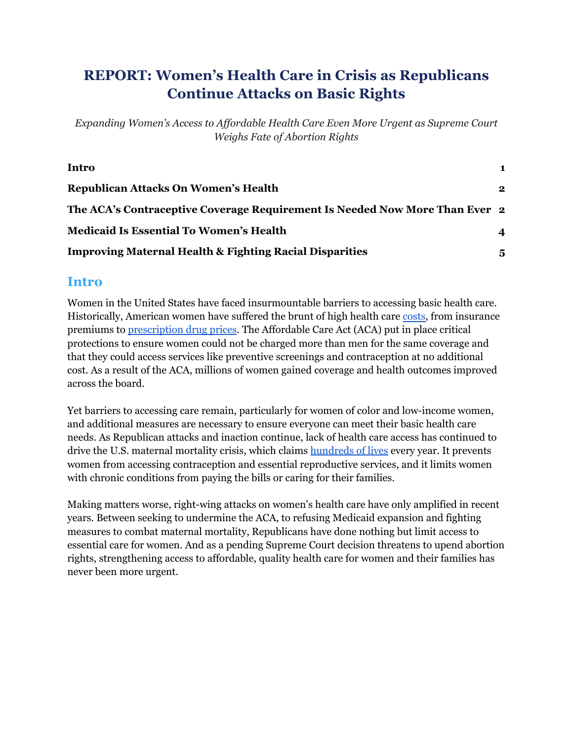# REPORT: Women's Health Care in Crisis as Republicans Continue Attacks on Basic Rights

*Expanding Women's Access to Affordable Health Care Even More Urgent as Supreme Court Weighs Fate of Abortion Rights*

| | |
|---|---|
| **Intro** | **1** |
| **Republican Attacks On Women's Health** | **2** |
| **The ACA's Contraceptive Coverage Requirement Is Needed Now More Than Ever** | **2** |
| **Medicaid Is Essential To Women's Health** | **4** |
| **Improving Maternal Health & Fighting Racial Disparities** | **5** |

## Intro

Women in the United States have faced insurmountable barriers to accessing basic health care. Historically, American women have suffered the brunt of high health care costs, from insurance premiums to prescription drug prices. The Affordable Care Act (ACA) put in place critical protections to ensure women could not be charged more than men for the same coverage and that they could access services like preventive screenings and contraception at no additional cost. As a result of the ACA, millions of women gained coverage and health outcomes improved across the board.

Yet barriers to accessing care remain, particularly for women of color and low-income women, and additional measures are necessary to ensure everyone can meet their basic health care needs. As Republican attacks and inaction continue, lack of health care access has continued to drive the U.S. maternal mortality crisis, which claims hundreds of lives every year. It prevents women from accessing contraception and essential reproductive services, and it limits women with chronic conditions from paying the bills or caring for their families.

Making matters worse, right-wing attacks on women's health care have only amplified in recent years. Between seeking to undermine the ACA, to refusing Medicaid expansion and fighting measures to combat maternal mortality, Republicans have done nothing but limit access to essential care for women. And as a pending Supreme Court decision threatens to upend abortion rights, strengthening access to affordable, quality health care for women and their families has never been more urgent.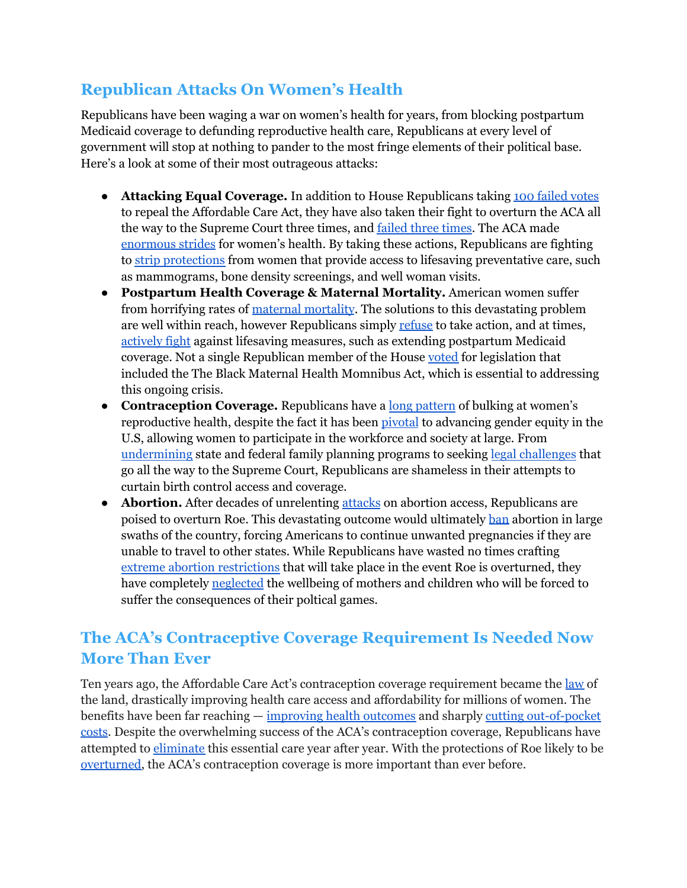## Republican Attacks On Women's Health

Republicans have been waging a war on women's health for years, from blocking postpartum Medicaid coverage to defunding reproductive health care, Republicans at every level of government will stop at nothing to pander to the most fringe elements of their political base. Here's a look at some of their most outrageous attacks:

- **Attacking Equal Coverage.** In addition to House Republicans taking 100 failed votes to repeal the Affordable Care Act, they have also taken their fight to overturn the ACA all the way to the Supreme Court three times, and failed three times. The ACA made enormous strides for women's health. By taking these actions, Republicans are fighting to strip protections from women that provide access to lifesaving preventative care, such as mammograms, bone density screenings, and well woman visits.
- **Postpartum Health Coverage & Maternal Mortality.** American women suffer from horrifying rates of maternal mortality. The solutions to this devastating problem are well within reach, however Republicans simply refuse to take action, and at times, actively fight against lifesaving measures, such as extending postpartum Medicaid coverage. Not a single Republican member of the House voted for legislation that included the The Black Maternal Health Momnibus Act, which is essential to addressing this ongoing crisis.
- **Contraception Coverage.** Republicans have a long pattern of bulking at women's reproductive health, despite the fact it has been pivotal to advancing gender equity in the U.S, allowing women to participate in the workforce and society at large. From undermining state and federal family planning programs to seeking legal challenges that go all the way to the Supreme Court, Republicans are shameless in their attempts to curtain birth control access and coverage.
- **Abortion.** After decades of unrelenting attacks on abortion access, Republicans are poised to overturn Roe. This devastating outcome would ultimately ban abortion in large swaths of the country, forcing Americans to continue unwanted pregnancies if they are unable to travel to other states. While Republicans have wasted no times crafting extreme abortion restrictions that will take place in the event Roe is overturned, they have completely neglected the wellbeing of mothers and children who will be forced to suffer the consequences of their poltical games.

## The ACA's Contraceptive Coverage Requirement Is Needed Now More Than Ever

Ten years ago, the Affordable Care Act's contraception coverage requirement became the law of the land, drastically improving health care access and affordability for millions of women. The benefits have been far reaching — improving health outcomes and sharply cutting out-of-pocket costs. Despite the overwhelming success of the ACA's contraception coverage, Republicans have attempted to eliminate this essential care year after year. With the protections of Roe likely to be overturned, the ACA's contraception coverage is more important than ever before.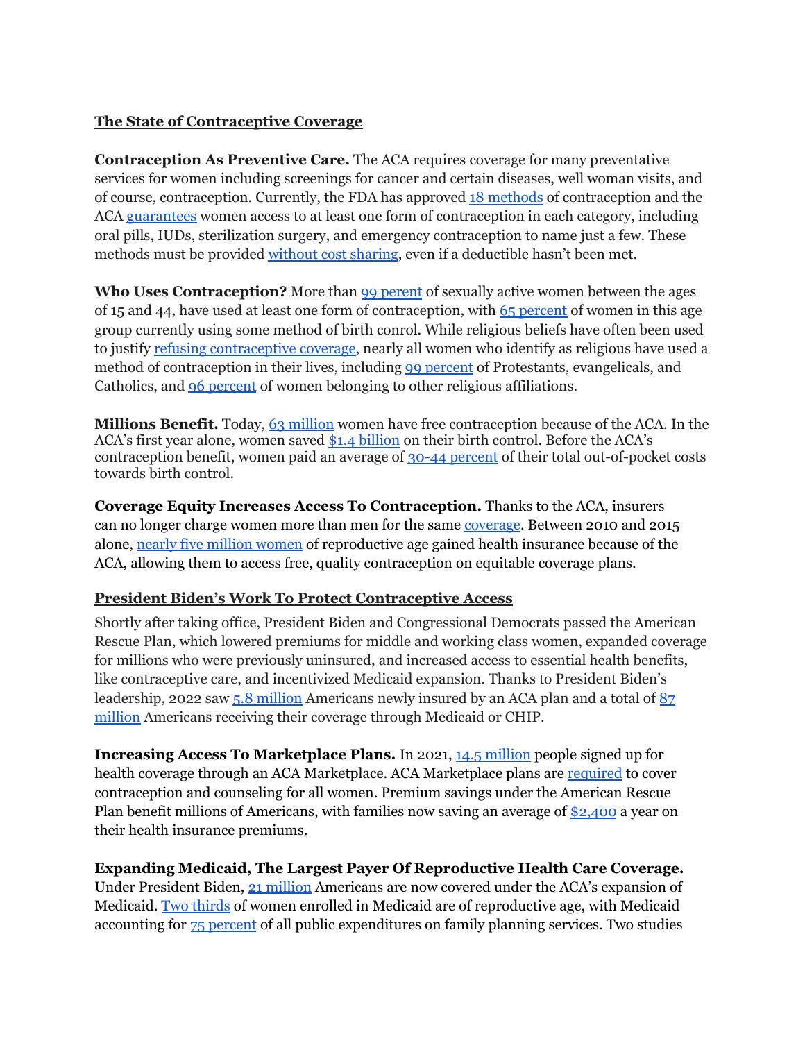## **The State of Contraceptive Coverage**

**Contraception As Preventive Care.** The ACA requires coverage for many preventative services for women including screenings for cancer and certain diseases, well woman visits, and of course, contraception. Currently, the FDA has approved 18 methods of contraception and the ACA guarantees women access to at least one form of contraception in each category, including oral pills, IUDs, sterilization surgery, and emergency contraception to name just a few. These methods must be provided without cost sharing, even if a deductible hasn't been met.

**Who Uses Contraception?** More than 99 perent of sexually active women between the ages of 15 and 44, have used at least one form of contraception, with 65 percent of women in this age group currently using some method of birth conrol. While religious beliefs have often been used to justify refusing contraceptive coverage, nearly all women who identify as religious have used a method of contraception in their lives, including 99 percent of Protestants, evangelicals, and Catholics, and 96 percent of women belonging to other religious affiliations.

**Millions Benefit.** Today, 63 million women have free contraception because of the ACA. In the ACA's first year alone, women saved $1.4 billion on their birth control. Before the ACA's contraception benefit, women paid an average of 30-44 percent of their total out-of-pocket costs towards birth control.

**Coverage Equity Increases Access To Contraception.** Thanks to the ACA, insurers can no longer charge women more than men for the same coverage. Between 2010 and 2015 alone, nearly five million women of reproductive age gained health insurance because of the ACA, allowing them to access free, quality contraception on equitable coverage plans.

## **President Biden's Work To Protect Contraceptive Access**

Shortly after taking office, President Biden and Congressional Democrats passed the American Rescue Plan, which lowered premiums for middle and working class women, expanded coverage for millions who were previously uninsured, and increased access to essential health benefits, like contraceptive care, and incentivized Medicaid expansion. Thanks to President Biden's leadership, 2022 saw 5.8 million Americans newly insured by an ACA plan and a total of 87 million Americans receiving their coverage through Medicaid or CHIP.

**Increasing Access To Marketplace Plans.** In 2021, 14.5 million people signed up for health coverage through an ACA Marketplace. ACA Marketplace plans are required to cover contraception and counseling for all women. Premium savings under the American Rescue Plan benefit millions of Americans, with families now saving an average of $2,400 a year on their health insurance premiums.

**Expanding Medicaid, The Largest Payer Of Reproductive Health Care Coverage.** Under President Biden, 21 million Americans are now covered under the ACA's expansion of Medicaid. Two thirds of women enrolled in Medicaid are of reproductive age, with Medicaid accounting for 75 percent of all public expenditures on family planning services. Two studies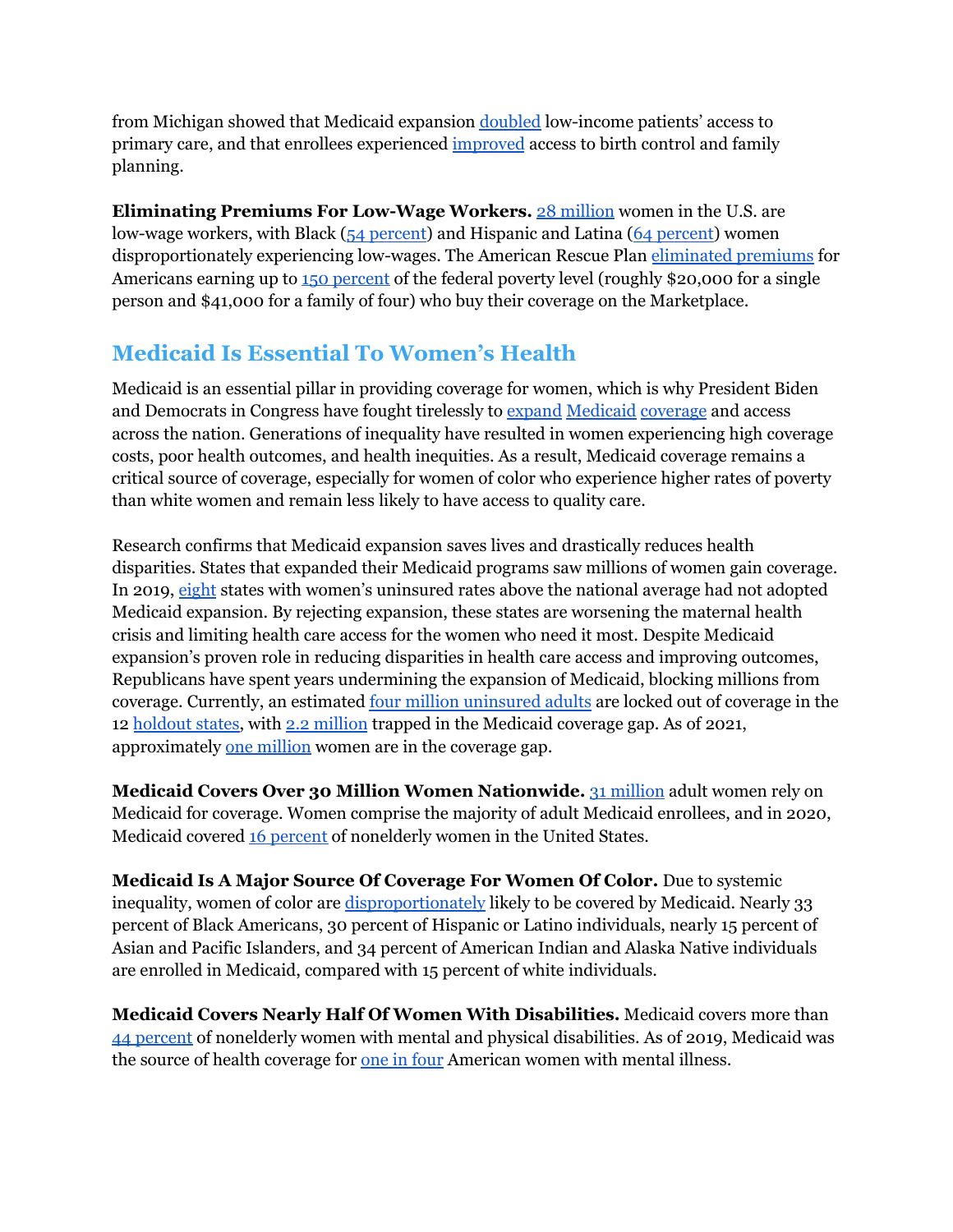from Michigan showed that Medicaid expansion doubled low-income patients' access to primary care, and that enrollees experienced improved access to birth control and family planning.

**Eliminating Premiums For Low-Wage Workers.** 28 million women in the U.S. are low-wage workers, with Black (54 percent) and Hispanic and Latina (64 percent) women disproportionately experiencing low-wages. The American Rescue Plan eliminated premiums for Americans earning up to 150 percent of the federal poverty level (roughly $20,000 for a single person and $41,000 for a family of four) who buy their coverage on the Marketplace.

## Medicaid Is Essential To Women's Health

Medicaid is an essential pillar in providing coverage for women, which is why President Biden and Democrats in Congress have fought tirelessly to expand Medicaid coverage and access across the nation. Generations of inequality have resulted in women experiencing high coverage costs, poor health outcomes, and health inequities. As a result, Medicaid coverage remains a critical source of coverage, especially for women of color who experience higher rates of poverty than white women and remain less likely to have access to quality care.

Research confirms that Medicaid expansion saves lives and drastically reduces health disparities. States that expanded their Medicaid programs saw millions of women gain coverage. In 2019, eight states with women's uninsured rates above the national average had not adopted Medicaid expansion. By rejecting expansion, these states are worsening the maternal health crisis and limiting health care access for the women who need it most. Despite Medicaid expansion's proven role in reducing disparities in health care access and improving outcomes, Republicans have spent years undermining the expansion of Medicaid, blocking millions from coverage. Currently, an estimated four million uninsured adults are locked out of coverage in the 12 holdout states, with 2.2 million trapped in the Medicaid coverage gap. As of 2021, approximately one million women are in the coverage gap.

**Medicaid Covers Over 30 Million Women Nationwide.** 31 million adult women rely on Medicaid for coverage. Women comprise the majority of adult Medicaid enrollees, and in 2020, Medicaid covered 16 percent of nonelderly women in the United States.

**Medicaid Is A Major Source Of Coverage For Women Of Color.** Due to systemic inequality, women of color are disproportionately likely to be covered by Medicaid. Nearly 33 percent of Black Americans, 30 percent of Hispanic or Latino individuals, nearly 15 percent of Asian and Pacific Islanders, and 34 percent of American Indian and Alaska Native individuals are enrolled in Medicaid, compared with 15 percent of white individuals.

**Medicaid Covers Nearly Half Of Women With Disabilities.** Medicaid covers more than 44 percent of nonelderly women with mental and physical disabilities. As of 2019, Medicaid was the source of health coverage for one in four American women with mental illness.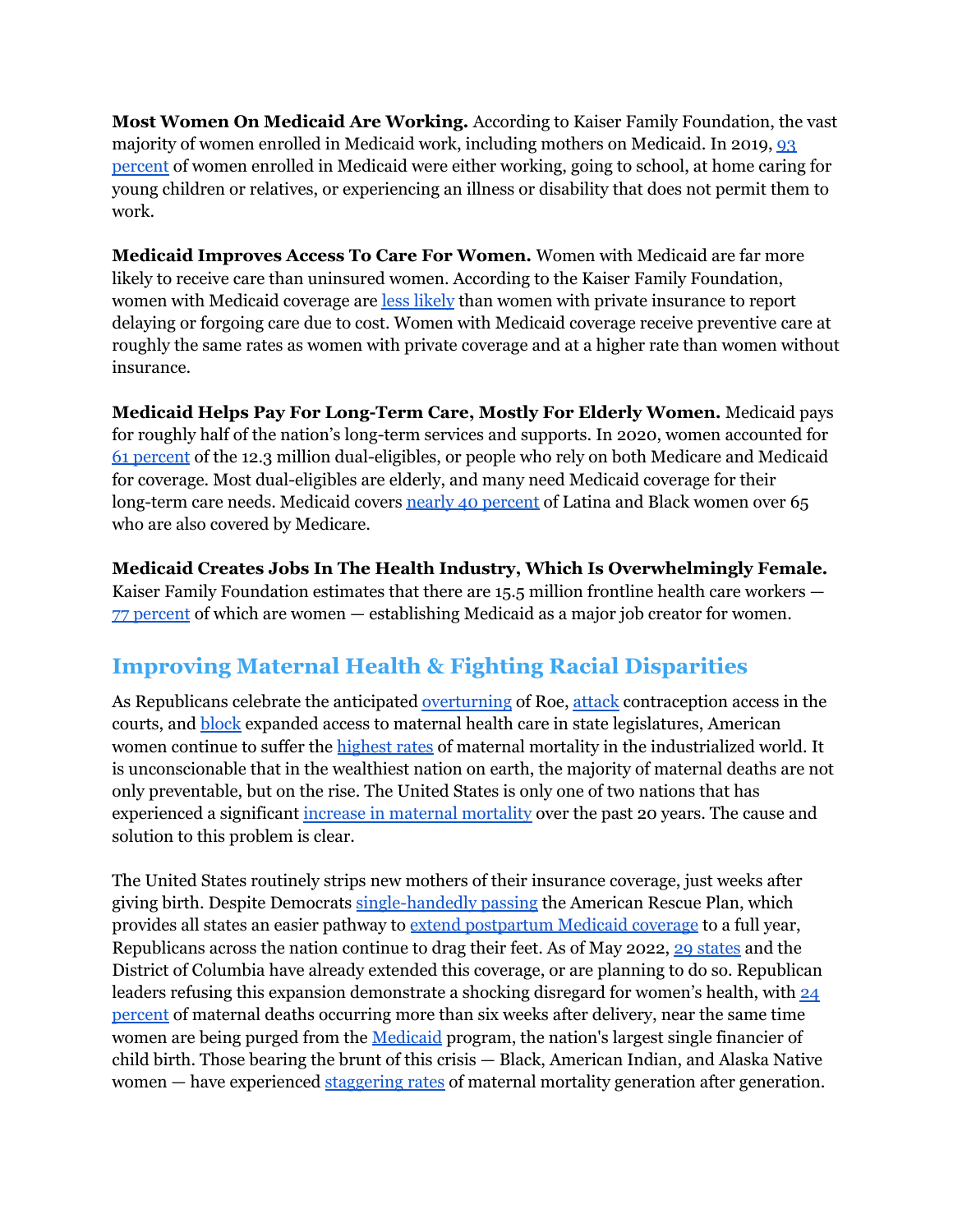**Most Women On Medicaid Are Working.** According to Kaiser Family Foundation, the vast majority of women enrolled in Medicaid work, including mothers on Medicaid. In 2019, 93 percent of women enrolled in Medicaid were either working, going to school, at home caring for young children or relatives, or experiencing an illness or disability that does not permit them to work.

**Medicaid Improves Access To Care For Women.** Women with Medicaid are far more likely to receive care than uninsured women. According to the Kaiser Family Foundation, women with Medicaid coverage are less likely than women with private insurance to report delaying or forgoing care due to cost. Women with Medicaid coverage receive preventive care at roughly the same rates as women with private coverage and at a higher rate than women without insurance.

**Medicaid Helps Pay For Long-Term Care, Mostly For Elderly Women.** Medicaid pays for roughly half of the nation's long-term services and supports. In 2020, women accounted for 61 percent of the 12.3 million dual-eligibles, or people who rely on both Medicare and Medicaid for coverage. Most dual-eligibles are elderly, and many need Medicaid coverage for their long-term care needs. Medicaid covers nearly 40 percent of Latina and Black women over 65 who are also covered by Medicare.

**Medicaid Creates Jobs In The Health Industry, Which Is Overwhelmingly Female.** Kaiser Family Foundation estimates that there are 15.5 million frontline health care workers — 77 percent of which are women — establishing Medicaid as a major job creator for women.

## Improving Maternal Health & Fighting Racial Disparities

As Republicans celebrate the anticipated overturning of Roe, attack contraception access in the courts, and block expanded access to maternal health care in state legislatures, American women continue to suffer the highest rates of maternal mortality in the industrialized world. It is unconscionable that in the wealthiest nation on earth, the majority of maternal deaths are not only preventable, but on the rise. The United States is only one of two nations that has experienced a significant increase in maternal mortality over the past 20 years. The cause and solution to this problem is clear.

The United States routinely strips new mothers of their insurance coverage, just weeks after giving birth. Despite Democrats single-handedly passing the American Rescue Plan, which provides all states an easier pathway to extend postpartum Medicaid coverage to a full year, Republicans across the nation continue to drag their feet. As of May 2022, 29 states and the District of Columbia have already extended this coverage, or are planning to do so. Republican leaders refusing this expansion demonstrate a shocking disregard for women's health, with 24 percent of maternal deaths occurring more than six weeks after delivery, near the same time women are being purged from the Medicaid program, the nation's largest single financier of child birth. Those bearing the brunt of this crisis — Black, American Indian, and Alaska Native women — have experienced staggering rates of maternal mortality generation after generation.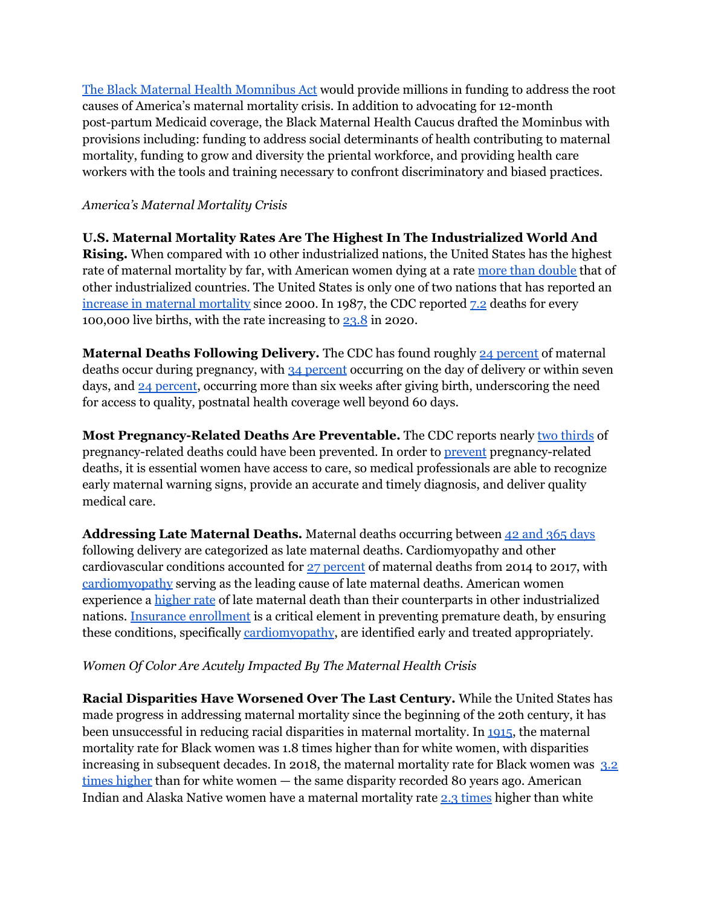[The Black Maternal Health Momnibus Act](#) would provide millions in funding to address the root causes of America's maternal mortality crisis. In addition to advocating for 12-month post-partum Medicaid coverage, the Black Maternal Health Caucus drafted the Mominbus with provisions including: funding to address social determinants of health contributing to maternal mortality, funding to grow and diversity the priental workforce, and providing health care workers with the tools and training necessary to confront discriminatory and biased practices.

*America's Maternal Mortality Crisis*

**U.S. Maternal Mortality Rates Are The Highest In The Industrialized World And Rising.** When compared with 10 other industrialized nations, the United States has the highest rate of maternal mortality by far, with American women dying at a rate more than double that of other industrialized countries. The United States is only one of two nations that has reported an increase in maternal mortality since 2000. In 1987, the CDC reported 7.2 deaths for every 100,000 live births, with the rate increasing to 23.8 in 2020.

**Maternal Deaths Following Delivery.** The CDC has found roughly 24 percent of maternal deaths occur during pregnancy, with 34 percent occurring on the day of delivery or within seven days, and 24 percent, occurring more than six weeks after giving birth, underscoring the need for access to quality, postnatal health coverage well beyond 60 days.

**Most Pregnancy-Related Deaths Are Preventable.** The CDC reports nearly two thirds of pregnancy-related deaths could have been prevented. In order to prevent pregnancy-related deaths, it is essential women have access to care, so medical professionals are able to recognize early maternal warning signs, provide an accurate and timely diagnosis, and deliver quality medical care.

**Addressing Late Maternal Deaths.** Maternal deaths occurring between 42 and 365 days following delivery are categorized as late maternal deaths. Cardiomyopathy and other cardiovascular conditions accounted for 27 percent of maternal deaths from 2014 to 2017, with cardiomyopathy serving as the leading cause of late maternal deaths. American women experience a higher rate of late maternal death than their counterparts in other industrialized nations. Insurance enrollment is a critical element in preventing premature death, by ensuring these conditions, specifically cardiomyopathy, are identified early and treated appropriately.

*Women Of Color Are Acutely Impacted By The Maternal Health Crisis*

**Racial Disparities Have Worsened Over The Last Century.** While the United States has made progress in addressing maternal mortality since the beginning of the 20th century, it has been unsuccessful in reducing racial disparities in maternal mortality. In 1915, the maternal mortality rate for Black women was 1.8 times higher than for white women, with disparities increasing in subsequent decades. In 2018, the maternal mortality rate for Black women was 3.2 times higher than for white women — the same disparity recorded 80 years ago. American Indian and Alaska Native women have a maternal mortality rate 2.3 times higher than white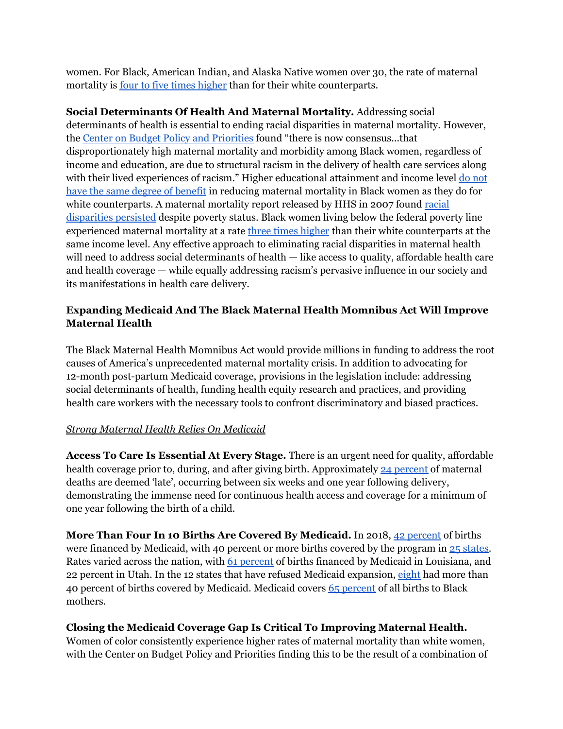women. For Black, American Indian, and Alaska Native women over 30, the rate of maternal mortality is four to five times higher than for their white counterparts.

**Social Determinants Of Health And Maternal Mortality.** Addressing social determinants of health is essential to ending racial disparities in maternal mortality. However, the Center on Budget Policy and Priorities found "there is now consensus...that disproportionately high maternal mortality and morbidity among Black women, regardless of income and education, are due to structural racism in the delivery of health care services along with their lived experiences of racism." Higher educational attainment and income level do not have the same degree of benefit in reducing maternal mortality in Black women as they do for white counterparts. A maternal mortality report released by HHS in 2007 found racial disparities persisted despite poverty status. Black women living below the federal poverty line experienced maternal mortality at a rate three times higher than their white counterparts at the same income level. Any effective approach to eliminating racial disparities in maternal health will need to address social determinants of health — like access to quality, affordable health care and health coverage — while equally addressing racism's pervasive influence in our society and its manifestations in health care delivery.

### Expanding Medicaid And The Black Maternal Health Momnibus Act Will Improve Maternal Health

The Black Maternal Health Momnibus Act would provide millions in funding to address the root causes of America's unprecedented maternal mortality crisis. In addition to advocating for 12-month post-partum Medicaid coverage, provisions in the legislation include: addressing social determinants of health, funding health equity research and practices, and providing health care workers with the necessary tools to confront discriminatory and biased practices.

*Strong Maternal Health Relies On Medicaid*

**Access To Care Is Essential At Every Stage.** There is an urgent need for quality, affordable health coverage prior to, during, and after giving birth. Approximately 24 percent of maternal deaths are deemed 'late', occurring between six weeks and one year following delivery, demonstrating the immense need for continuous health access and coverage for a minimum of one year following the birth of a child.

**More Than Four In 10 Births Are Covered By Medicaid.** In 2018, 42 percent of births were financed by Medicaid, with 40 percent or more births covered by the program in 25 states. Rates varied across the nation, with 61 percent of births financed by Medicaid in Louisiana, and 22 percent in Utah. In the 12 states that have refused Medicaid expansion, eight had more than 40 percent of births covered by Medicaid. Medicaid covers 65 percent of all births to Black mothers.

**Closing the Medicaid Coverage Gap Is Critical To Improving Maternal Health.** Women of color consistently experience higher rates of maternal mortality than white women, with the Center on Budget Policy and Priorities finding this to be the result of a combination of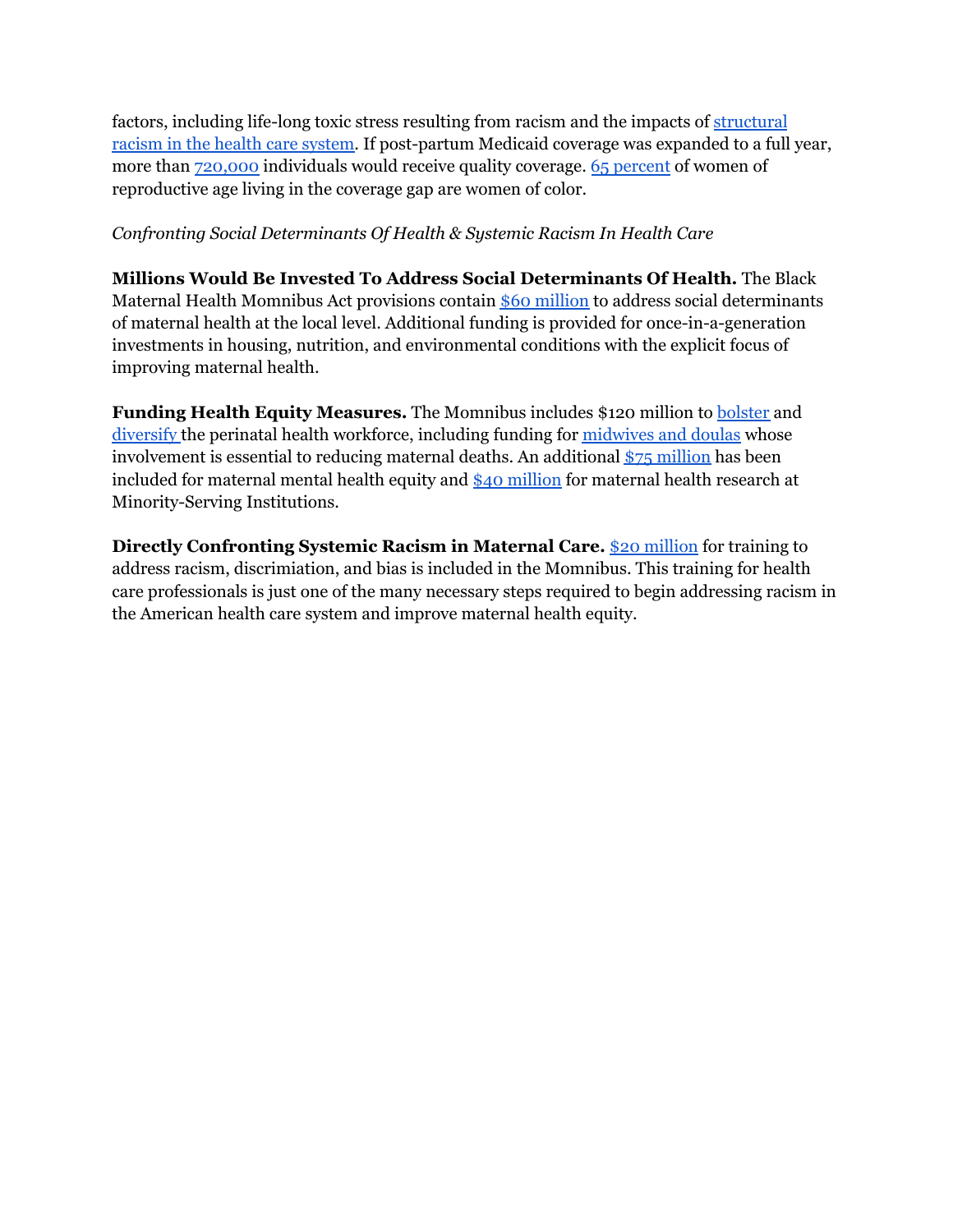factors, including life-long toxic stress resulting from racism and the impacts of structural racism in the health care system. If post-partum Medicaid coverage was expanded to a full year, more than 720,000 individuals would receive quality coverage. 65 percent of women of reproductive age living in the coverage gap are women of color.

*Confronting Social Determinants Of Health & Systemic Racism In Health Care*

**Millions Would Be Invested To Address Social Determinants Of Health.** The Black Maternal Health Momnibus Act provisions contain $60 million to address social determinants of maternal health at the local level. Additional funding is provided for once-in-a-generation investments in housing, nutrition, and environmental conditions with the explicit focus of improving maternal health.

**Funding Health Equity Measures.** The Momnibus includes $120 million to bolster and diversify the perinatal health workforce, including funding for midwives and doulas whose involvement is essential to reducing maternal deaths. An additional $75 million has been included for maternal mental health equity and $40 million for maternal health research at Minority-Serving Institutions.

**Directly Confronting Systemic Racism in Maternal Care.** $20 million for training to address racism, discrimiation, and bias is included in the Momnibus. This training for health care professionals is just one of the many necessary steps required to begin addressing racism in the American health care system and improve maternal health equity.